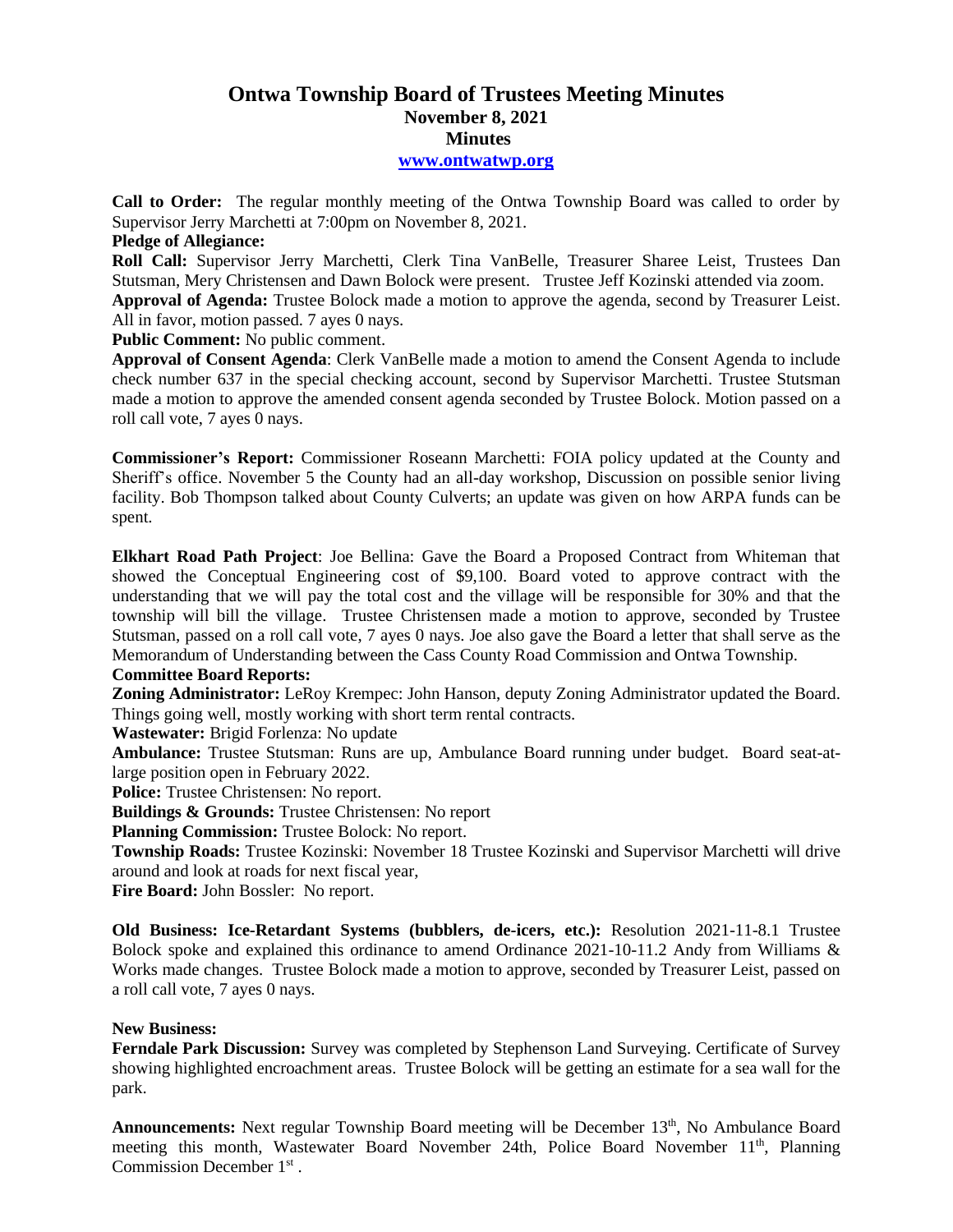# Ontwa Township Board of Trustees Meeting Minutes

## November 8, 2021

## Minutes

**www.ontwatwp.org**

**Call to Order:** The regular monthly meeting of the Ontwa Township Board was called to order by Supervisor Jerry Marchetti at 7:00pm on November 8, 2021.

**Pledge of Allegiance:**

**Roll Call:** Supervisor Jerry Marchetti, Clerk Tina VanBelle, Treasurer Sharee Leist, Trustees Dan Stutsman, Mery Christensen and Dawn Bolock were present. Trustee Jeff Kozinski attended via zoom.

**Approval of Agenda:** Trustee Bolock made a motion to approve the agenda, second by Treasurer Leist. All in favor, motion passed. 7 ayes 0 nays.

**Public Comment:** No public comment.

**Approval of Consent Agenda**: Clerk VanBelle made a motion to amend the Consent Agenda to include check number 637 in the special checking account, second by Supervisor Marchetti. Trustee Stutsman made a motion to approve the amended consent agenda seconded by Trustee Bolock. Motion passed on a roll call vote, 7 ayes 0 nays.

**Commissioner's Report:** Commissioner Roseann Marchetti: FOIA policy updated at the County and Sheriff's office. November 5 the County had an all-day workshop, Discussion on possible senior living facility. Bob Thompson talked about County Culverts; an update was given on how ARPA funds can be spent.

**Elkhart Road Path Project**: Joe Bellina: Gave the Board a Proposed Contract from Whiteman that showed the Conceptual Engineering cost of $9,100. Board voted to approve contract with the understanding that we will pay the total cost and the village will be responsible for 30% and that the township will bill the village. Trustee Christensen made a motion to approve, seconded by Trustee Stutsman, passed on a roll call vote, 7 ayes 0 nays. Joe also gave the Board a letter that shall serve as the Memorandum of Understanding between the Cass County Road Commission and Ontwa Township.

**Committee Board Reports:**

**Zoning Administrator:** LeRoy Krempec: John Hanson, deputy Zoning Administrator updated the Board. Things going well, mostly working with short term rental contracts.

**Wastewater:** Brigid Forlenza: No update

**Ambulance:** Trustee Stutsman: Runs are up, Ambulance Board running under budget. Board seat-at-large position open in February 2022.

**Police:** Trustee Christensen: No report.

**Buildings & Grounds:** Trustee Christensen: No report

**Planning Commission:** Trustee Bolock: No report.

**Township Roads:** Trustee Kozinski: November 18 Trustee Kozinski and Supervisor Marchetti will drive around and look at roads for next fiscal year,

**Fire Board:** John Bossler: No report.

**Old Business: Ice-Retardant Systems (bubblers, de-icers, etc.):** Resolution 2021-11-8.1 Trustee Bolock spoke and explained this ordinance to amend Ordinance 2021-10-11.2 Andy from Williams & Works made changes. Trustee Bolock made a motion to approve, seconded by Treasurer Leist, passed on a roll call vote, 7 ayes 0 nays.

**New Business:**

**Ferndale Park Discussion:** Survey was completed by Stephenson Land Surveying. Certificate of Survey showing highlighted encroachment areas. Trustee Bolock will be getting an estimate for a sea wall for the park.

**Announcements:** Next regular Township Board meeting will be December 13th, No Ambulance Board meeting this month, Wastewater Board November 24th, Police Board November 11th, Planning Commission December 1st .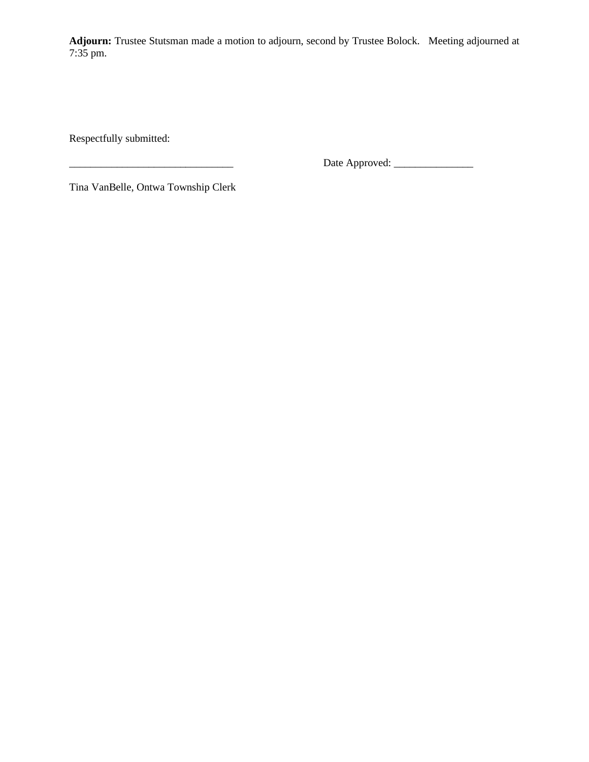**Adjourn:** Trustee Stutsman made a motion to adjourn, second by Trustee Bolock. Meeting adjourned at 7:35 pm.

Respectfully submitted:

_______________________________ Date Approved: _______________

Tina VanBelle, Ontwa Township Clerk